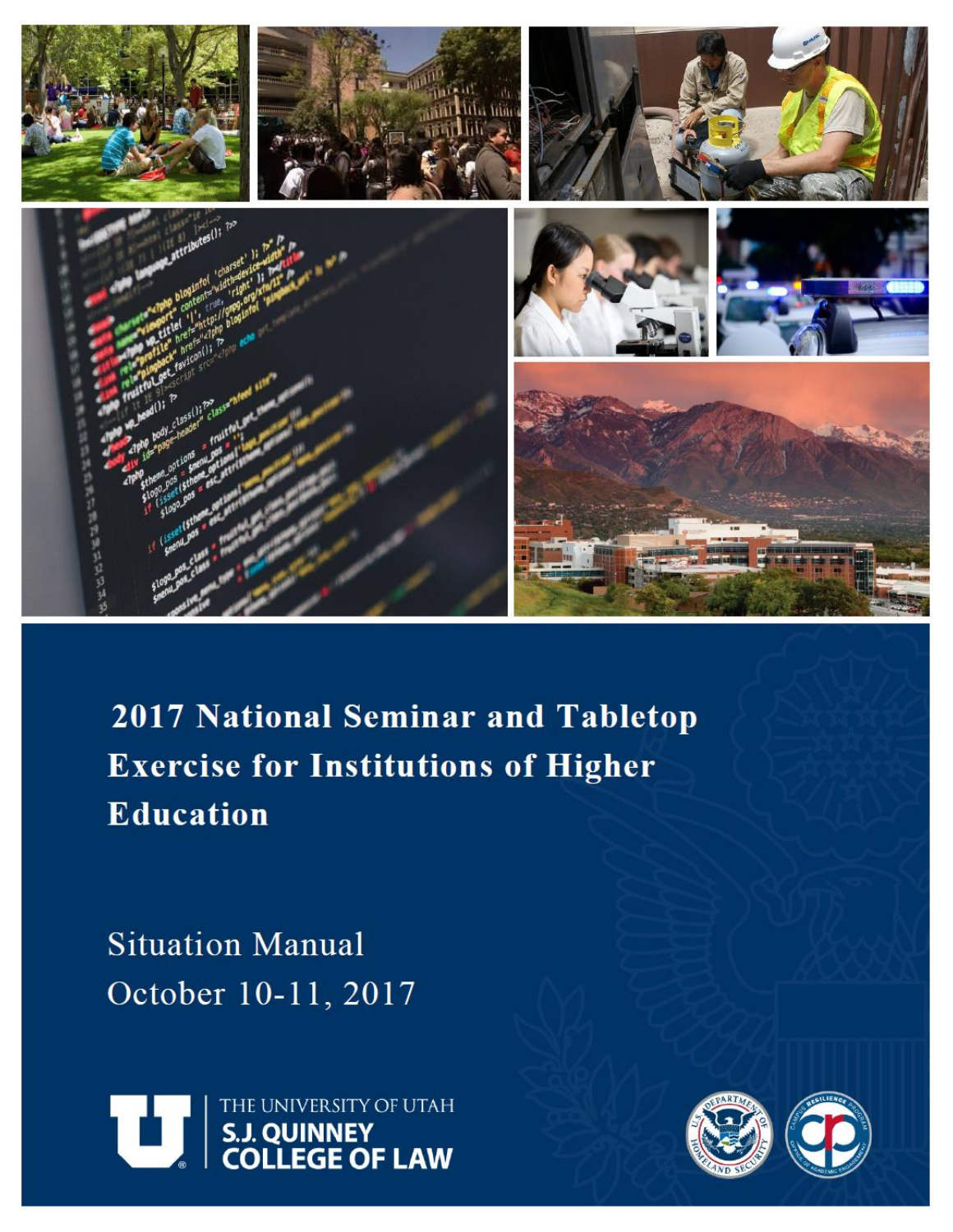# 2017 National Seminar and Tabletop Exercise for Institutions of Higher Education

Situation Manual
October 10-11, 2017

THE UNIVERSITY OF UTAH
S.J. QUINNEY
COLLEGE OF LAW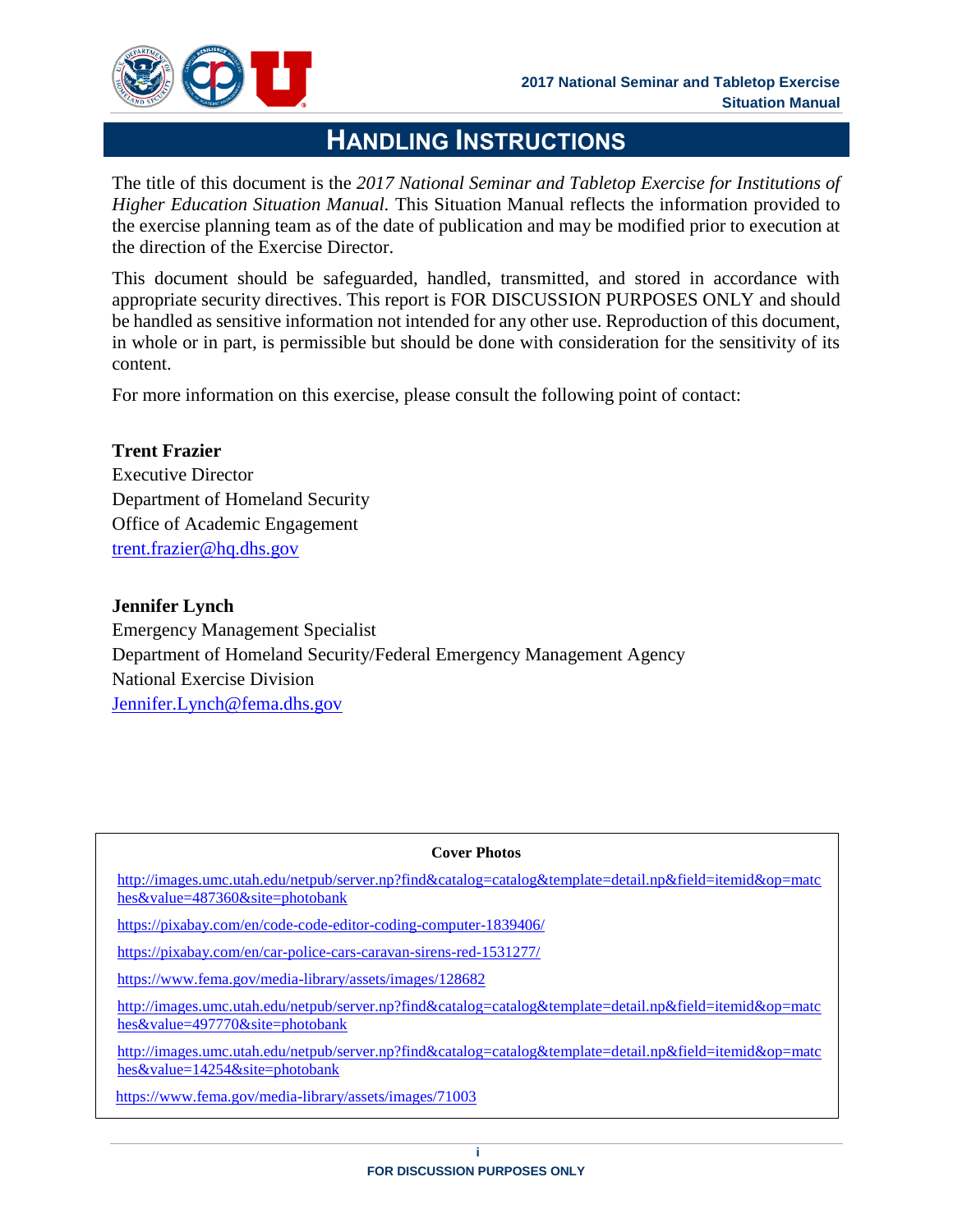# Handling Instructions

The title of this document is the *2017 National Seminar and Tabletop Exercise for Institutions of Higher Education Situation Manual.* This Situation Manual reflects the information provided to the exercise planning team as of the date of publication and may be modified prior to execution at the direction of the Exercise Director.

This document should be safeguarded, handled, transmitted, and stored in accordance with appropriate security directives. This report is FOR DISCUSSION PURPOSES ONLY and should be handled as sensitive information not intended for any other use. Reproduction of this document, in whole or in part, is permissible but should be done with consideration for the sensitivity of its content.

For more information on this exercise, please consult the following point of contact:

**Trent Frazier**
Executive Director
Department of Homeland Security
Office of Academic Engagement
trent.frazier@hq.dhs.gov

**Jennifer Lynch**
Emergency Management Specialist
Department of Homeland Security/Federal Emergency Management Agency
National Exercise Division
Jennifer.Lynch@fema.dhs.gov

**Cover Photos**

http://images.umc.utah.edu/netpub/server.np?find&catalog=catalog&template=detail.np&field=itemid&op=matches&value=487360&site=photobank

https://pixabay.com/en/code-code-editor-coding-computer-1839406/

https://pixabay.com/en/car-police-cars-caravan-sirens-red-1531277/

https://www.fema.gov/media-library/assets/images/128682

http://images.umc.utah.edu/netpub/server.np?find&catalog=catalog&template=detail.np&field=itemid&op=matches&value=497770&site=photobank

http://images.umc.utah.edu/netpub/server.np?find&catalog=catalog&template=detail.np&field=itemid&op=matches&value=14254&site=photobank

https://www.fema.gov/media-library/assets/images/71003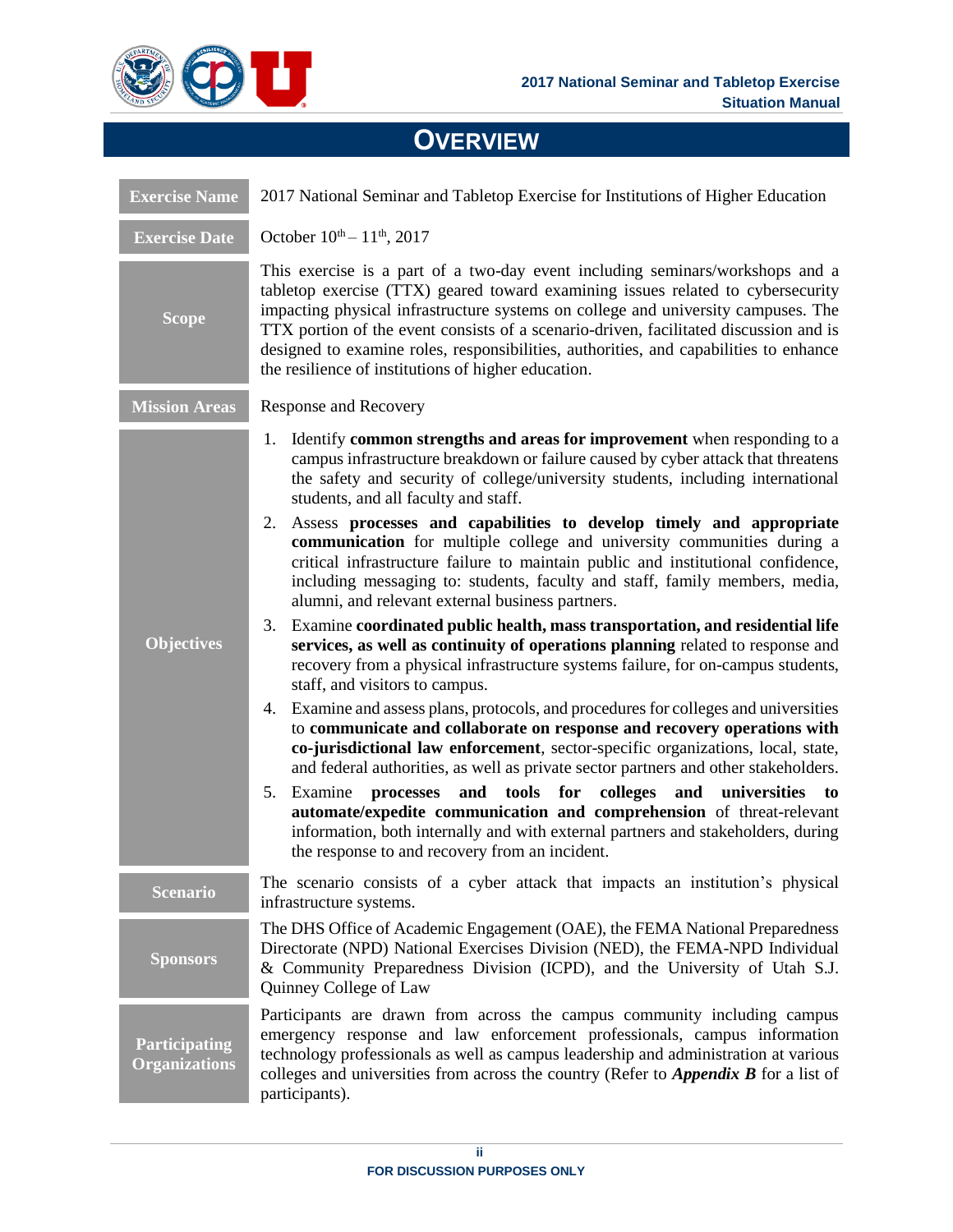# Overview

| | |
|---|---|
| **Exercise Name** | 2017 National Seminar and Tabletop Exercise for Institutions of Higher Education |
| **Exercise Date** | October 10th – 11th, 2017 |
| **Scope** | This exercise is a part of a two-day event including seminars/workshops and a tabletop exercise (TTX) geared toward examining issues related to cybersecurity impacting physical infrastructure systems on college and university campuses. The TTX portion of the event consists of a scenario-driven, facilitated discussion and is designed to examine roles, responsibilities, authorities, and capabilities to enhance the resilience of institutions of higher education. |
| **Mission Areas** | Response and Recovery |
| **Objectives** | 1. Identify **common strengths and areas for improvement** when responding to a campus infrastructure breakdown or failure caused by cyber attack that threatens the safety and security of college/university students, including international students, and all faculty and staff.<br>2. Assess **processes and capabilities to develop timely and appropriate communication** for multiple college and university communities during a critical infrastructure failure to maintain public and institutional confidence, including messaging to: students, faculty and staff, family members, media, alumni, and relevant external business partners.<br>3. Examine **coordinated public health, mass transportation, and residential life services, as well as continuity of operations planning** related to response and recovery from a physical infrastructure systems failure, for on-campus students, staff, and visitors to campus.<br>4. Examine and assess plans, protocols, and procedures for colleges and universities to **communicate and collaborate on response and recovery operations with co-jurisdictional law enforcement**, sector-specific organizations, local, state, and federal authorities, as well as private sector partners and other stakeholders.<br>5. Examine **processes and tools for colleges and universities to automate/expedite communication and comprehension** of threat-relevant information, both internally and with external partners and stakeholders, during the response to and recovery from an incident. |
| **Scenario** | The scenario consists of a cyber attack that impacts an institution's physical infrastructure systems. |
| **Sponsors** | The DHS Office of Academic Engagement (OAE), the FEMA National Preparedness Directorate (NPD) National Exercises Division (NED), the FEMA-NPD Individual & Community Preparedness Division (ICPD), and the University of Utah S.J. Quinney College of Law |
| **Participating Organizations** | Participants are drawn from across the campus community including campus emergency response and law enforcement professionals, campus information technology professionals as well as campus leadership and administration at various colleges and universities from across the country (Refer to ***Appendix B*** for a list of participants). |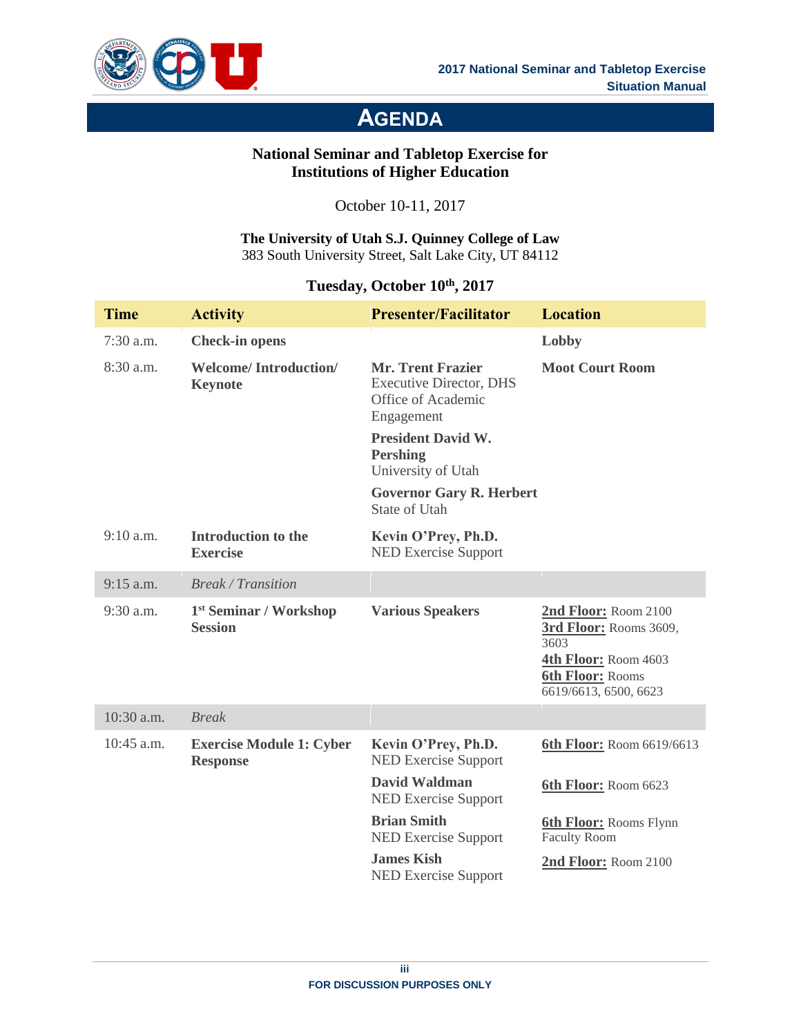# AGENDA

**National Seminar and Tabletop Exercise for Institutions of Higher Education**

October 10-11, 2017

**The University of Utah S.J. Quinney College of Law**
383 South University Street, Salt Lake City, UT 84112

**Tuesday, October 10th, 2017**

| Time | Activity | Presenter/Facilitator | Location |
|---|---|---|---|
| 7:30 a.m. | **Check-in opens** | | **Lobby** |
| 8:30 a.m. | **Welcome/ Introduction/ Keynote** | **Mr. Trent Frazier** Executive Director, DHS Office of Academic Engagement<br>**President David W. Pershing** University of Utah<br>**Governor Gary R. Herbert** State of Utah | **Moot Court Room** |
| 9:10 a.m. | **Introduction to the Exercise** | **Kevin O'Prey, Ph.D.** NED Exercise Support | |
| 9:15 a.m. | *Break / Transition* | | |
| 9:30 a.m. | **1st Seminar / Workshop Session** | **Various Speakers** | **2nd Floor:** Room 2100<br>**3rd Floor:** Rooms 3609, 3603<br>**4th Floor:** Room 4603<br>**6th Floor:** Rooms 6619/6613, 6500, 6623 |
| 10:30 a.m. | *Break* | | |
| 10:45 a.m. | **Exercise Module 1: Cyber Response** | **Kevin O'Prey, Ph.D.** NED Exercise Support | **6th Floor:** Room 6619/6613 |
| | | **David Waldman** NED Exercise Support | **6th Floor:** Room 6623 |
| | | **Brian Smith** NED Exercise Support | **6th Floor:** Rooms Flynn Faculty Room |
| | | **James Kish** NED Exercise Support | **2nd Floor:** Room 2100 |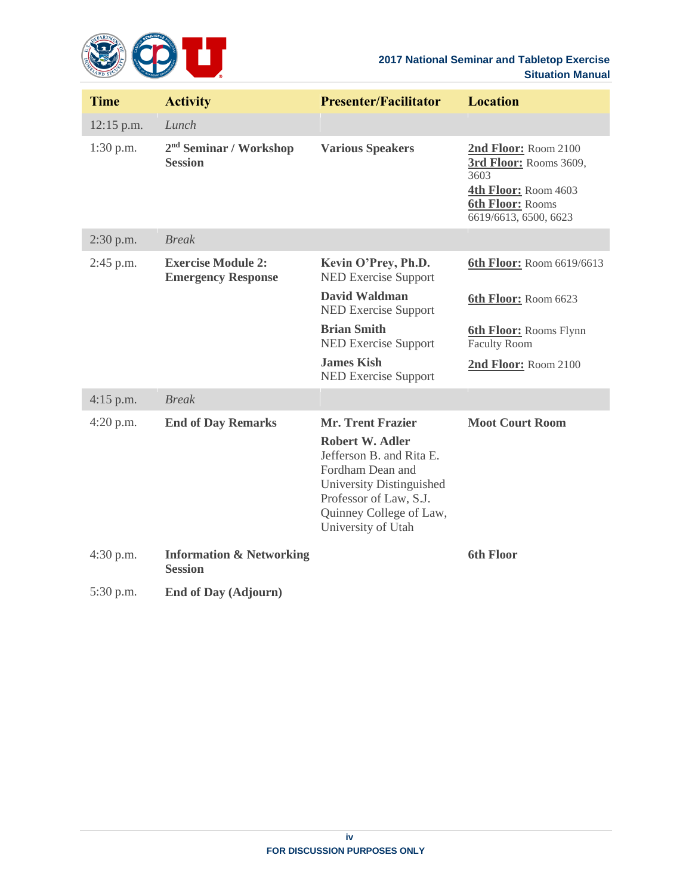| Time | Activity | Presenter/Facilitator | Location |
|---|---|---|---|
| 12:15 p.m. | *Lunch* | | |
| 1:30 p.m. | **2nd Seminar / Workshop Session** | **Various Speakers** | **2nd Floor:** Room 2100<br>**3rd Floor:** Rooms 3609, 3603<br>**4th Floor:** Room 4603<br>**6th Floor:** Rooms 6619/6613, 6500, 6623 |
| 2:30 p.m. | *Break* | | |
| 2:45 p.m. | **Exercise Module 2: Emergency Response** | **Kevin O'Prey, Ph.D.**<br>NED Exercise Support | **6th Floor:** Room 6619/6613 |
| | | **David Waldman**<br>NED Exercise Support | **6th Floor:** Room 6623 |
| | | **Brian Smith**<br>NED Exercise Support | **6th Floor:** Rooms Flynn Faculty Room |
| | | **James Kish**<br>NED Exercise Support | **2nd Floor:** Room 2100 |
| 4:15 p.m. | *Break* | | |
| 4:20 p.m. | **End of Day Remarks** | **Mr. Trent Frazier**<br>**Robert W. Adler**<br>Jefferson B. and Rita E. Fordham Dean and University Distinguished Professor of Law, S.J. Quinney College of Law, University of Utah | **Moot Court Room** |
| 4:30 p.m. | **Information & Networking Session** | | **6th Floor** |
| 5:30 p.m. | **End of Day (Adjourn)** | | |

FOR DISCUSSION PURPOSES ONLY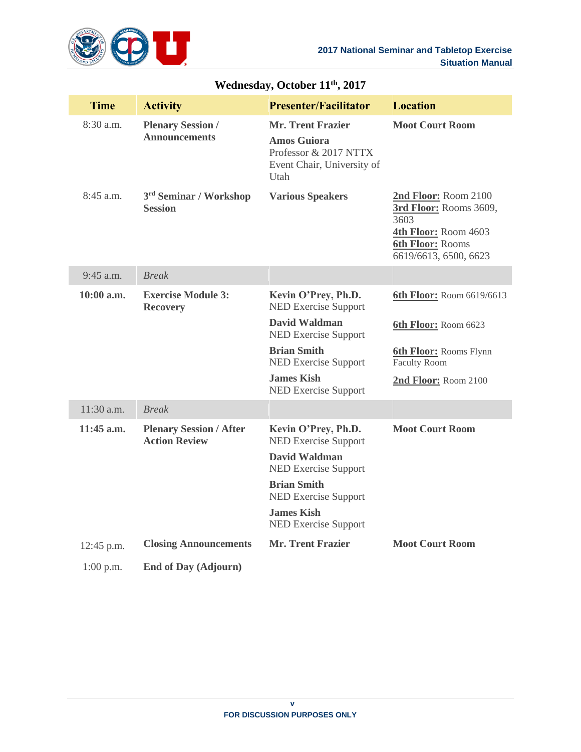## Wednesday, October 11th, 2017

| Time | Activity | Presenter/Facilitator | Location |
|---|---|---|---|
| 8:30 a.m. | **Plenary Session / Announcements** | **Mr. Trent Frazier**<br>**Amos Guiora**<br>Professor & 2017 NTTX Event Chair, University of Utah | **Moot Court Room** |
| 8:45 a.m. | **3rd Seminar / Workshop Session** | **Various Speakers** | **2nd Floor:** Room 2100<br>**3rd Floor:** Rooms 3609, 3603<br>**4th Floor:** Room 4603<br>**6th Floor:** Rooms 6619/6613, 6500, 6623 |
| 9:45 a.m. | *Break* | | |
| **10:00 a.m.** | **Exercise Module 3: Recovery** | **Kevin O'Prey, Ph.D.**<br>NED Exercise Support<br>**David Waldman**<br>NED Exercise Support<br>**Brian Smith**<br>NED Exercise Support<br>**James Kish**<br>NED Exercise Support | **6th Floor:** Room 6619/6613<br>**6th Floor:** Room 6623<br>**6th Floor:** Rooms Flynn Faculty Room<br>**2nd Floor:** Room 2100 |
| 11:30 a.m. | *Break* | | |
| **11:45 a.m.** | **Plenary Session / After Action Review** | **Kevin O'Prey, Ph.D.**<br>NED Exercise Support<br>**David Waldman**<br>NED Exercise Support<br>**Brian Smith**<br>NED Exercise Support<br>**James Kish**<br>NED Exercise Support | **Moot Court Room** |
| 12:45 p.m. | **Closing Announcements** | **Mr. Trent Frazier** | **Moot Court Room** |
| 1:00 p.m. | **End of Day (Adjourn)** | | |

FOR DISCUSSION PURPOSES ONLY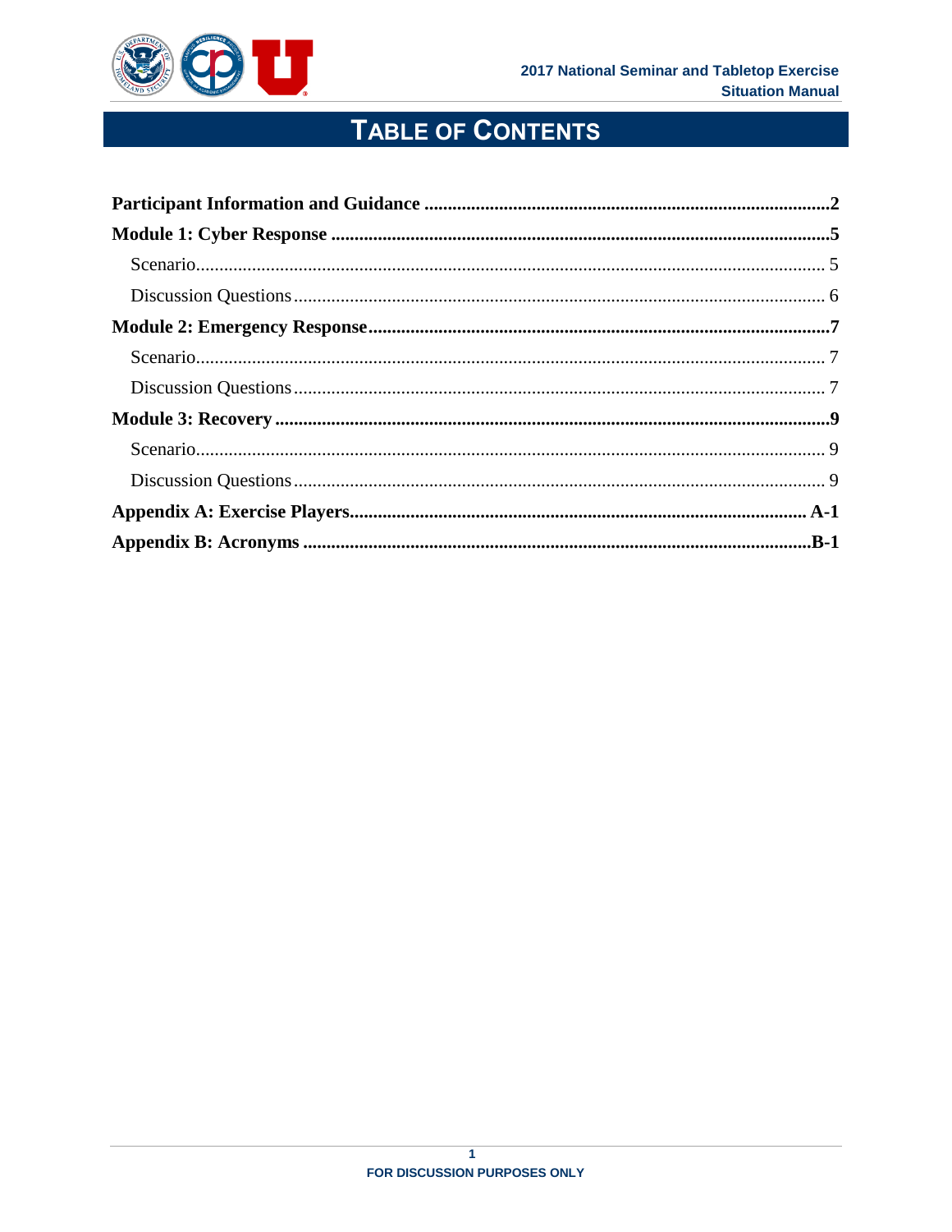# Table of Contents

**Participant Information and Guidance** .......... **2**

**Module 1: Cyber Response** .......... **5**

- Scenario .......... 5
- Discussion Questions .......... 6

**Module 2: Emergency Response** .......... **7**

- Scenario .......... 7
- Discussion Questions .......... 7

**Module 3: Recovery** .......... **9**

- Scenario .......... 9
- Discussion Questions .......... 9

**Appendix A: Exercise Players** .......... **A-1**

**Appendix B: Acronyms** .......... **B-1**

FOR DISCUSSION PURPOSES ONLY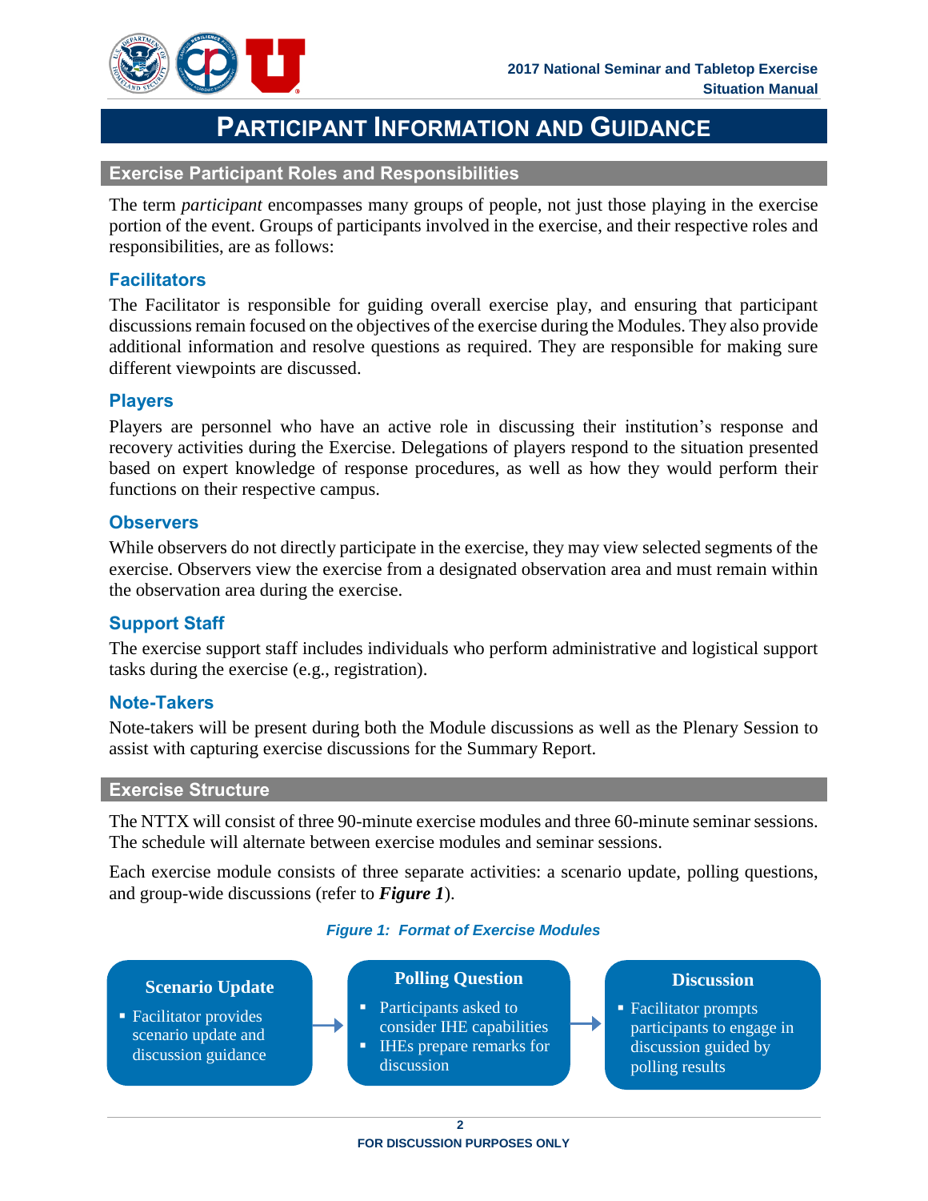# PARTICIPANT INFORMATION AND GUIDANCE

## Exercise Participant Roles and Responsibilities

The term *participant* encompasses many groups of people, not just those playing in the exercise portion of the event. Groups of participants involved in the exercise, and their respective roles and responsibilities, are as follows:

### Facilitators

The Facilitator is responsible for guiding overall exercise play, and ensuring that participant discussions remain focused on the objectives of the exercise during the Modules. They also provide additional information and resolve questions as required. They are responsible for making sure different viewpoints are discussed.

### Players

Players are personnel who have an active role in discussing their institution's response and recovery activities during the Exercise. Delegations of players respond to the situation presented based on expert knowledge of response procedures, as well as how they would perform their functions on their respective campus.

### Observers

While observers do not directly participate in the exercise, they may view selected segments of the exercise. Observers view the exercise from a designated observation area and must remain within the observation area during the exercise.

### Support Staff

The exercise support staff includes individuals who perform administrative and logistical support tasks during the exercise (e.g., registration).

### Note-Takers

Note-takers will be present during both the Module discussions as well as the Plenary Session to assist with capturing exercise discussions for the Summary Report.

## Exercise Structure

The NTTX will consist of three 90-minute exercise modules and three 60-minute seminar sessions. The schedule will alternate between exercise modules and seminar sessions.

Each exercise module consists of three separate activities: a scenario update, polling questions, and group-wide discussions (refer to ***Figure 1***).

***Figure 1: Format of Exercise Modules***

**Scenario Update**
- Facilitator provides scenario update and discussion guidance

→

**Polling Question**
- Participants asked to consider IHE capabilities
- IHEs prepare remarks for discussion

→

**Discussion**
- Facilitator prompts participants to engage in discussion guided by polling results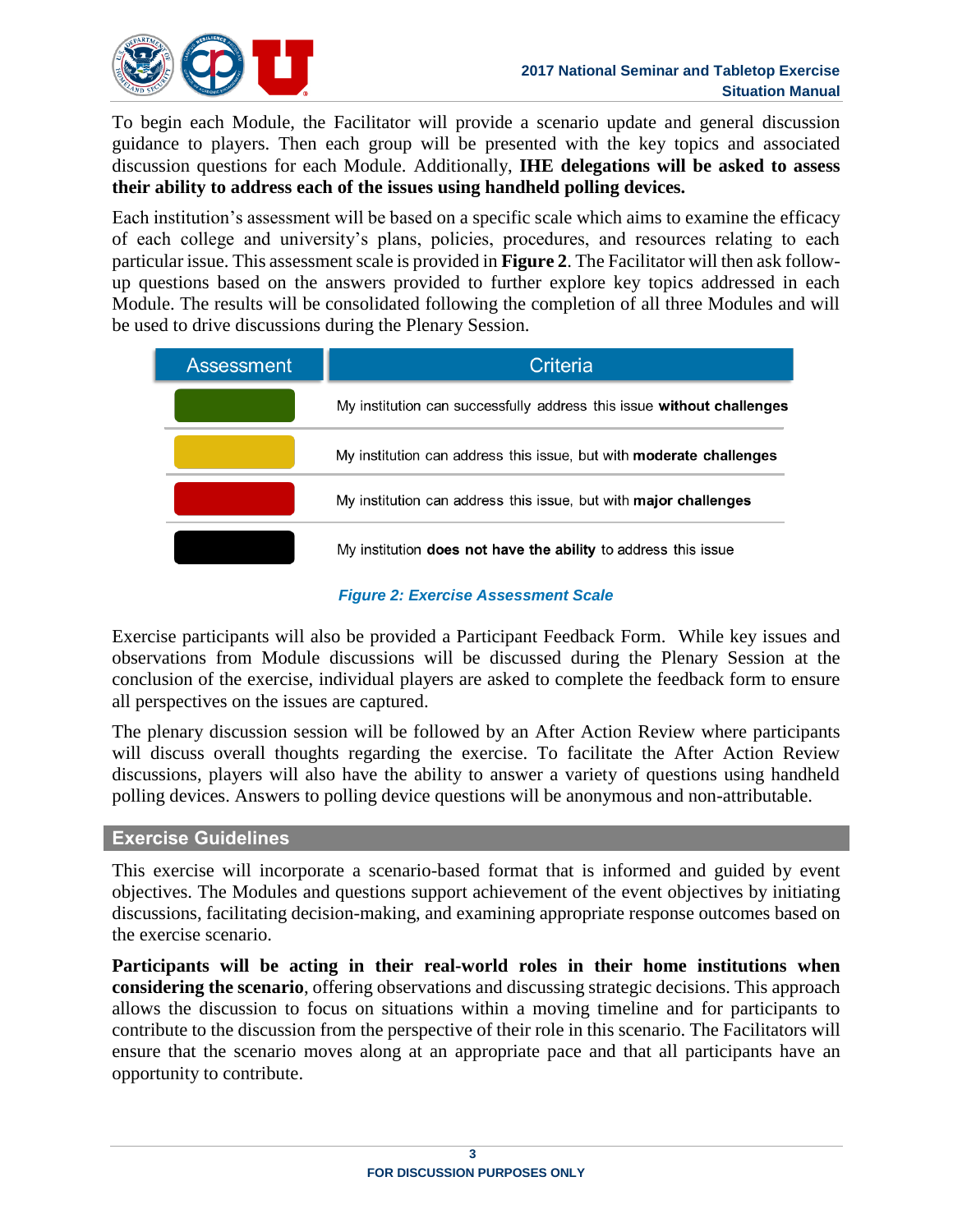To begin each Module, the Facilitator will provide a scenario update and general discussion guidance to players. Then each group will be presented with the key topics and associated discussion questions for each Module. Additionally, **IHE delegations will be asked to assess their ability to address each of the issues using handheld polling devices.**

Each institution's assessment will be based on a specific scale which aims to examine the efficacy of each college and university's plans, policies, procedures, and resources relating to each particular issue. This assessment scale is provided in **Figure 2**. The Facilitator will then ask follow-up questions based on the answers provided to further explore key topics addressed in each Module. The results will be consolidated following the completion of all three Modules and will be used to drive discussions during the Plenary Session.

| Assessment | Criteria |
|---|---|
| Green | My institution can successfully address this issue **without challenges** |
| Yellow | My institution can address this issue, but with **moderate challenges** |
| Red | My institution can address this issue, but with **major challenges** |
| Black | My institution **does not have the ability** to address this issue |

***Figure 2: Exercise Assessment Scale***

Exercise participants will also be provided a Participant Feedback Form. While key issues and observations from Module discussions will be discussed during the Plenary Session at the conclusion of the exercise, individual players are asked to complete the feedback form to ensure all perspectives on the issues are captured.

The plenary discussion session will be followed by an After Action Review where participants will discuss overall thoughts regarding the exercise. To facilitate the After Action Review discussions, players will also have the ability to answer a variety of questions using handheld polling devices. Answers to polling device questions will be anonymous and non-attributable.

## Exercise Guidelines

This exercise will incorporate a scenario-based format that is informed and guided by event objectives. The Modules and questions support achievement of the event objectives by initiating discussions, facilitating decision-making, and examining appropriate response outcomes based on the exercise scenario.

**Participants will be acting in their real-world roles in their home institutions when considering the scenario**, offering observations and discussing strategic decisions. This approach allows the discussion to focus on situations within a moving timeline and for participants to contribute to the discussion from the perspective of their role in this scenario. The Facilitators will ensure that the scenario moves along at an appropriate pace and that all participants have an opportunity to contribute.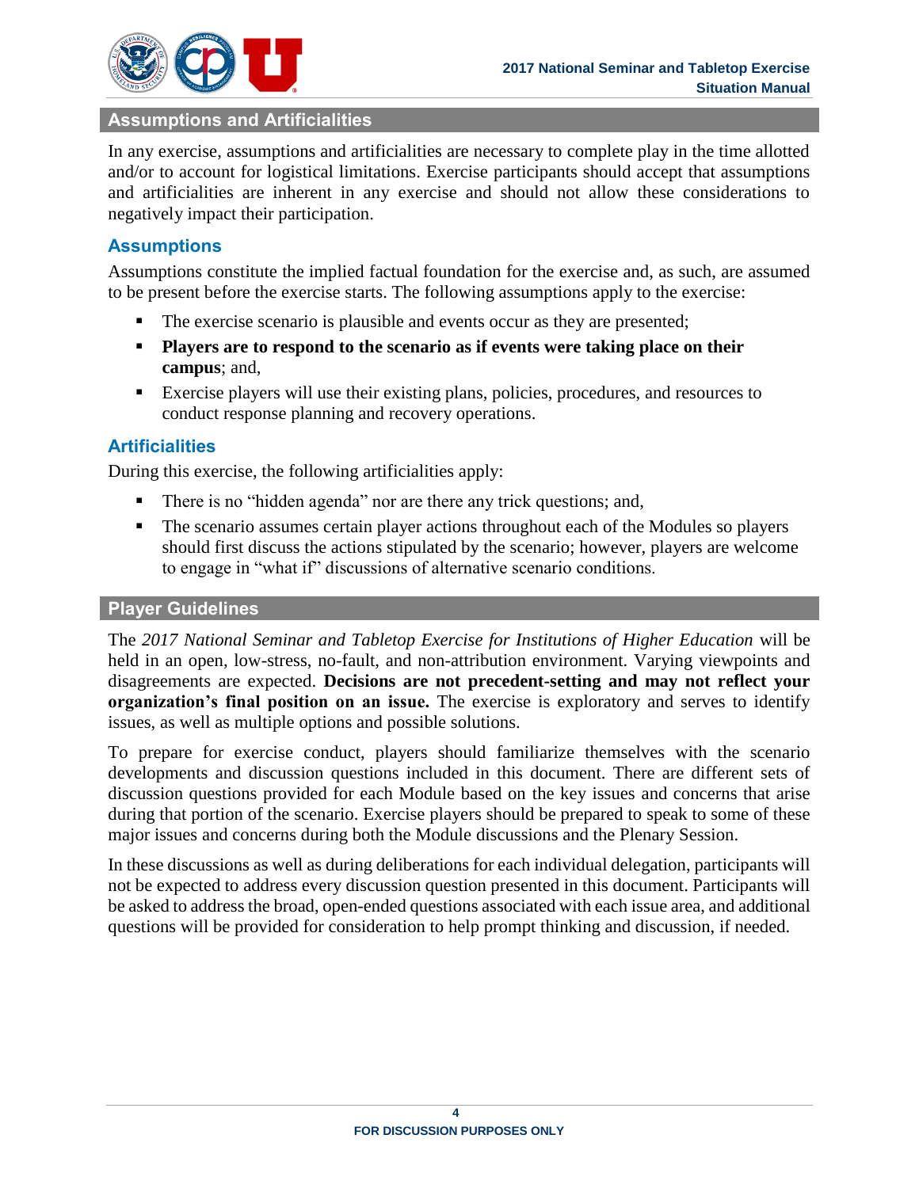## Assumptions and Artificialities

In any exercise, assumptions and artificialities are necessary to complete play in the time allotted and/or to account for logistical limitations. Exercise participants should accept that assumptions and artificialities are inherent in any exercise and should not allow these considerations to negatively impact their participation.

### Assumptions

Assumptions constitute the implied factual foundation for the exercise and, as such, are assumed to be present before the exercise starts. The following assumptions apply to the exercise:

- The exercise scenario is plausible and events occur as they are presented;
- **Players are to respond to the scenario as if events were taking place on their campus**; and,
- Exercise players will use their existing plans, policies, procedures, and resources to conduct response planning and recovery operations.

### Artificialities

During this exercise, the following artificialities apply:

- There is no "hidden agenda" nor are there any trick questions; and,
- The scenario assumes certain player actions throughout each of the Modules so players should first discuss the actions stipulated by the scenario; however, players are welcome to engage in "what if" discussions of alternative scenario conditions.

## Player Guidelines

The *2017 National Seminar and Tabletop Exercise for Institutions of Higher Education* will be held in an open, low-stress, no-fault, and non-attribution environment. Varying viewpoints and disagreements are expected. **Decisions are not precedent-setting and may not reflect your organization's final position on an issue.** The exercise is exploratory and serves to identify issues, as well as multiple options and possible solutions.

To prepare for exercise conduct, players should familiarize themselves with the scenario developments and discussion questions included in this document. There are different sets of discussion questions provided for each Module based on the key issues and concerns that arise during that portion of the scenario. Exercise players should be prepared to speak to some of these major issues and concerns during both the Module discussions and the Plenary Session.

In these discussions as well as during deliberations for each individual delegation, participants will not be expected to address every discussion question presented in this document. Participants will be asked to address the broad, open-ended questions associated with each issue area, and additional questions will be provided for consideration to help prompt thinking and discussion, if needed.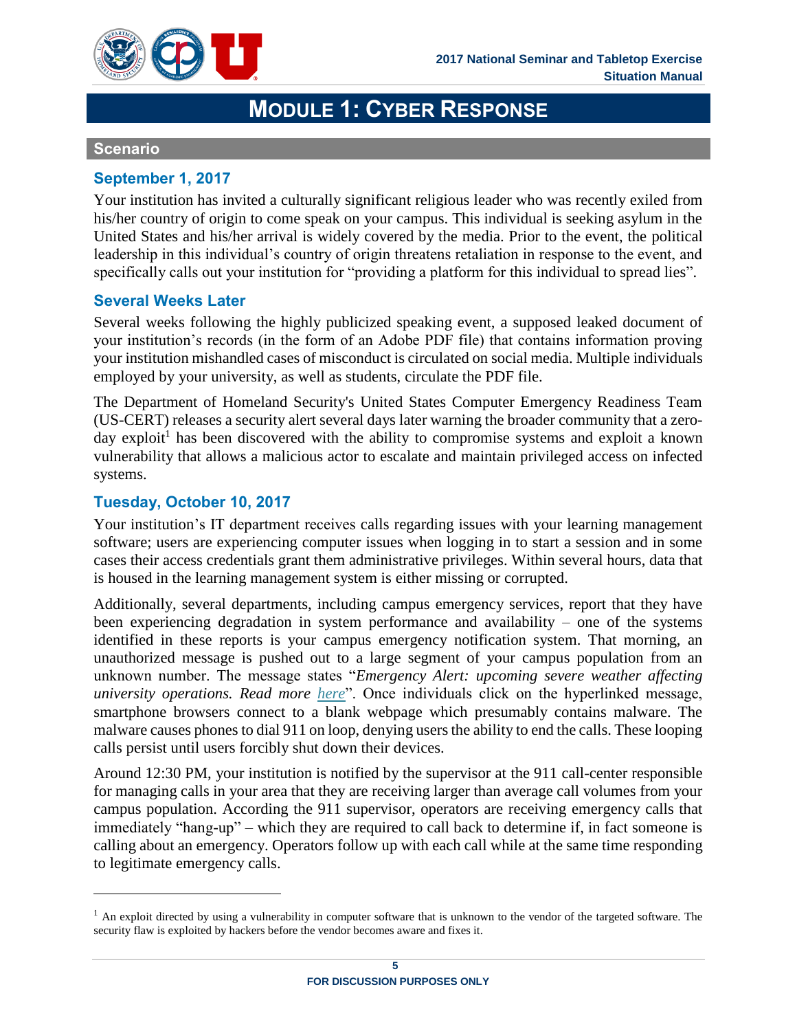# MODULE 1: CYBER RESPONSE

## Scenario

### September 1, 2017

Your institution has invited a culturally significant religious leader who was recently exiled from his/her country of origin to come speak on your campus. This individual is seeking asylum in the United States and his/her arrival is widely covered by the media. Prior to the event, the political leadership in this individual's country of origin threatens retaliation in response to the event, and specifically calls out your institution for "providing a platform for this individual to spread lies".

### Several Weeks Later

Several weeks following the highly publicized speaking event, a supposed leaked document of your institution's records (in the form of an Adobe PDF file) that contains information proving your institution mishandled cases of misconduct is circulated on social media. Multiple individuals employed by your university, as well as students, circulate the PDF file.

The Department of Homeland Security's United States Computer Emergency Readiness Team (US-CERT) releases a security alert several days later warning the broader community that a zero-day exploit[1] has been discovered with the ability to compromise systems and exploit a known vulnerability that allows a malicious actor to escalate and maintain privileged access on infected systems.

### Tuesday, October 10, 2017

Your institution's IT department receives calls regarding issues with your learning management software; users are experiencing computer issues when logging in to start a session and in some cases their access credentials grant them administrative privileges. Within several hours, data that is housed in the learning management system is either missing or corrupted.

Additionally, several departments, including campus emergency services, report that they have been experiencing degradation in system performance and availability – one of the systems identified in these reports is your campus emergency notification system. That morning, an unauthorized message is pushed out to a large segment of your campus population from an unknown number. The message states "*Emergency Alert: upcoming severe weather affecting university operations. Read more here*". Once individuals click on the hyperlinked message, smartphone browsers connect to a blank webpage which presumably contains malware. The malware causes phones to dial 911 on loop, denying users the ability to end the calls. These looping calls persist until users forcibly shut down their devices.

Around 12:30 PM, your institution is notified by the supervisor at the 911 call-center responsible for managing calls in your area that they are receiving larger than average call volumes from your campus population. According the 911 supervisor, operators are receiving emergency calls that immediately "hang-up" – which they are required to call back to determine if, in fact someone is calling about an emergency. Operators follow up with each call while at the same time responding to legitimate emergency calls.

---

[1] An exploit directed by using a vulnerability in computer software that is unknown to the vendor of the targeted software. The security flaw is exploited by hackers before the vendor becomes aware and fixes it.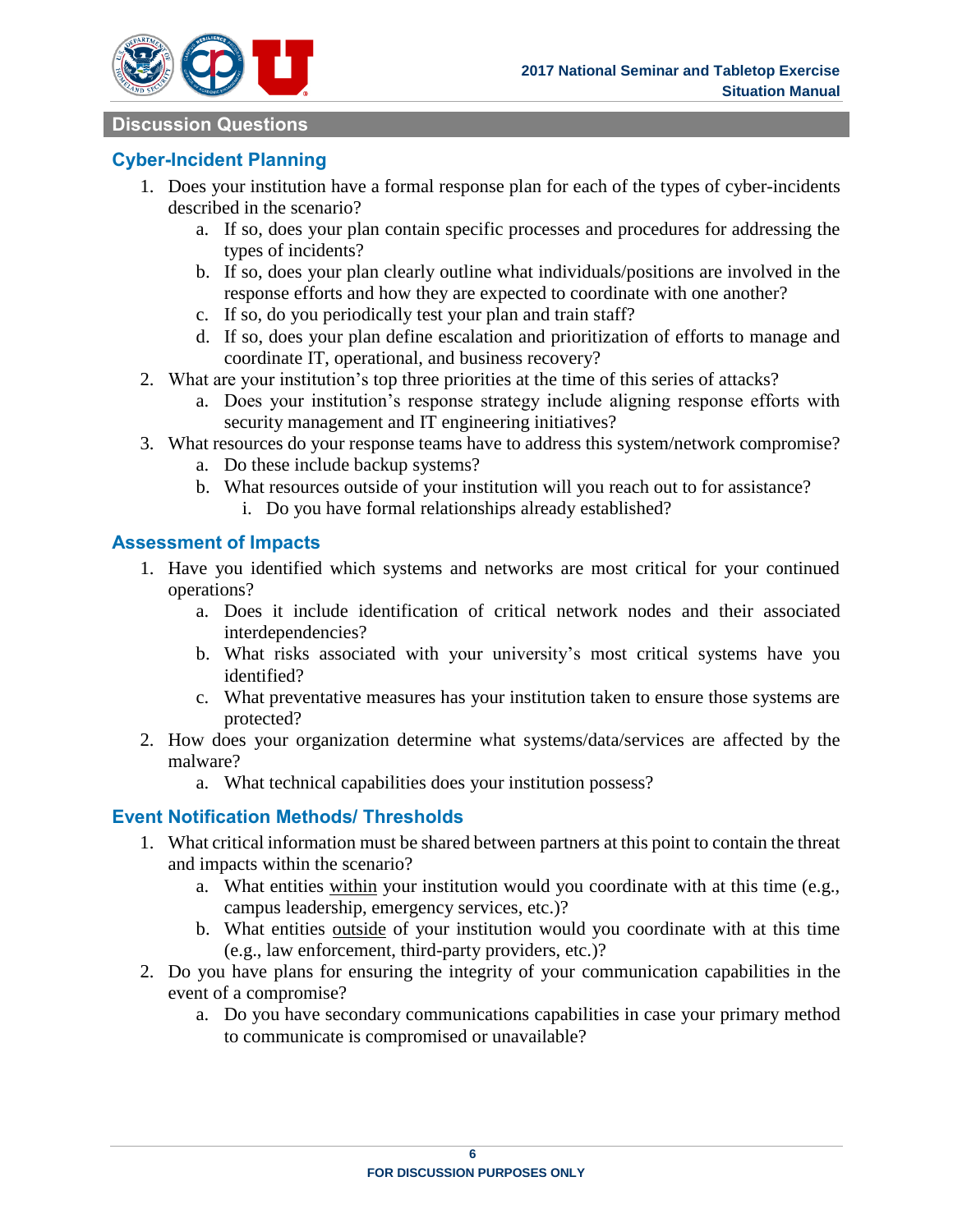## Discussion Questions

### Cyber-Incident Planning

1. Does your institution have a formal response plan for each of the types of cyber-incidents described in the scenario?
    a. If so, does your plan contain specific processes and procedures for addressing the types of incidents?
    b. If so, does your plan clearly outline what individuals/positions are involved in the response efforts and how they are expected to coordinate with one another?
    c. If so, do you periodically test your plan and train staff?
    d. If so, does your plan define escalation and prioritization of efforts to manage and coordinate IT, operational, and business recovery?
2. What are your institution's top three priorities at the time of this series of attacks?
    a. Does your institution's response strategy include aligning response efforts with security management and IT engineering initiatives?
3. What resources do your response teams have to address this system/network compromise?
    a. Do these include backup systems?
    b. What resources outside of your institution will you reach out to for assistance?
        i. Do you have formal relationships already established?

### Assessment of Impacts

1. Have you identified which systems and networks are most critical for your continued operations?
    a. Does it include identification of critical network nodes and their associated interdependencies?
    b. What risks associated with your university's most critical systems have you identified?
    c. What preventative measures has your institution taken to ensure those systems are protected?
2. How does your organization determine what systems/data/services are affected by the malware?
    a. What technical capabilities does your institution possess?

### Event Notification Methods/ Thresholds

1. What critical information must be shared between partners at this point to contain the threat and impacts within the scenario?
    a. What entities <u>within</u> your institution would you coordinate with at this time (e.g., campus leadership, emergency services, etc.)?
    b. What entities <u>outside</u> of your institution would you coordinate with at this time (e.g., law enforcement, third-party providers, etc.)?
2. Do you have plans for ensuring the integrity of your communication capabilities in the event of a compromise?
    a. Do you have secondary communications capabilities in case your primary method to communicate is compromised or unavailable?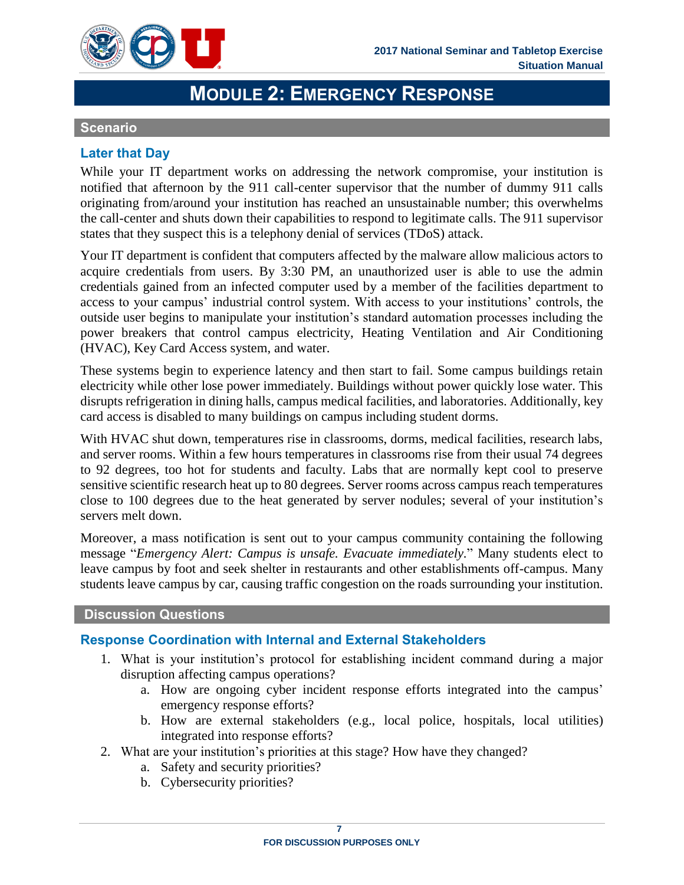# Module 2: Emergency Response

## Scenario

### Later that Day

While your IT department works on addressing the network compromise, your institution is notified that afternoon by the 911 call-center supervisor that the number of dummy 911 calls originating from/around your institution has reached an unsustainable number; this overwhelms the call-center and shuts down their capabilities to respond to legitimate calls. The 911 supervisor states that they suspect this is a telephony denial of services (TDoS) attack.

Your IT department is confident that computers affected by the malware allow malicious actors to acquire credentials from users. By 3:30 PM, an unauthorized user is able to use the admin credentials gained from an infected computer used by a member of the facilities department to access to your campus' industrial control system. With access to your institutions' controls, the outside user begins to manipulate your institution's standard automation processes including the power breakers that control campus electricity, Heating Ventilation and Air Conditioning (HVAC), Key Card Access system, and water.

These systems begin to experience latency and then start to fail. Some campus buildings retain electricity while other lose power immediately. Buildings without power quickly lose water. This disrupts refrigeration in dining halls, campus medical facilities, and laboratories. Additionally, key card access is disabled to many buildings on campus including student dorms.

With HVAC shut down, temperatures rise in classrooms, dorms, medical facilities, research labs, and server rooms. Within a few hours temperatures in classrooms rise from their usual 74 degrees to 92 degrees, too hot for students and faculty. Labs that are normally kept cool to preserve sensitive scientific research heat up to 80 degrees. Server rooms across campus reach temperatures close to 100 degrees due to the heat generated by server nodules; several of your institution's servers melt down.

Moreover, a mass notification is sent out to your campus community containing the following message "*Emergency Alert: Campus is unsafe. Evacuate immediately.*" Many students elect to leave campus by foot and seek shelter in restaurants and other establishments off-campus. Many students leave campus by car, causing traffic congestion on the roads surrounding your institution.

## Discussion Questions

### Response Coordination with Internal and External Stakeholders

1. What is your institution's protocol for establishing incident command during a major disruption affecting campus operations?
   a. How are ongoing cyber incident response efforts integrated into the campus' emergency response efforts?
   b. How are external stakeholders (e.g., local police, hospitals, local utilities) integrated into response efforts?
2. What are your institution's priorities at this stage? How have they changed?
   a. Safety and security priorities?
   b. Cybersecurity priorities?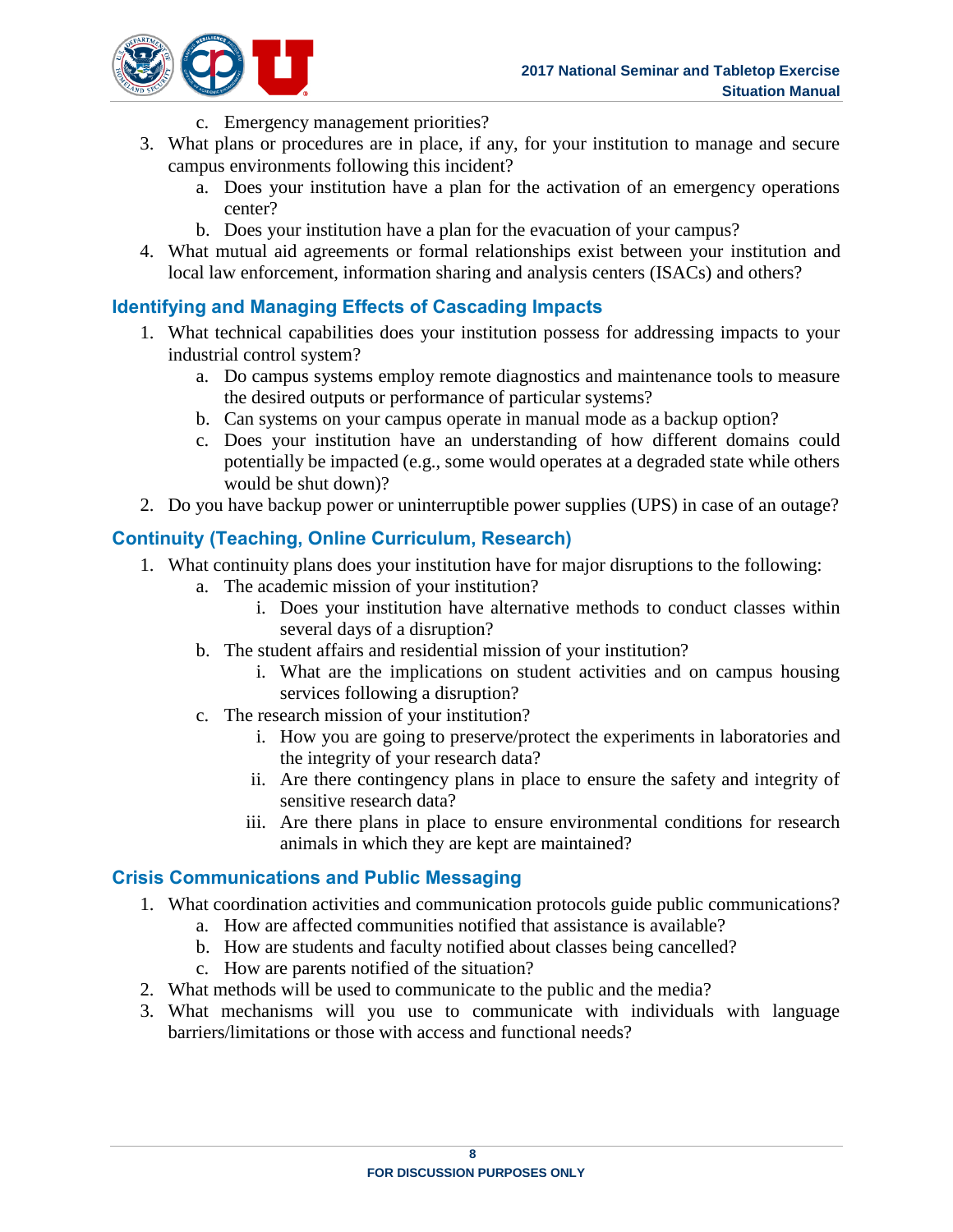c. Emergency management priorities?

3. What plans or procedures are in place, if any, for your institution to manage and secure campus environments following this incident?
   a. Does your institution have a plan for the activation of an emergency operations center?
   b. Does your institution have a plan for the evacuation of your campus?
4. What mutual aid agreements or formal relationships exist between your institution and local law enforcement, information sharing and analysis centers (ISACs) and others?

### Identifying and Managing Effects of Cascading Impacts

1. What technical capabilities does your institution possess for addressing impacts to your industrial control system?
   a. Do campus systems employ remote diagnostics and maintenance tools to measure the desired outputs or performance of particular systems?
   b. Can systems on your campus operate in manual mode as a backup option?
   c. Does your institution have an understanding of how different domains could potentially be impacted (e.g., some would operates at a degraded state while others would be shut down)?
2. Do you have backup power or uninterruptible power supplies (UPS) in case of an outage?

### Continuity (Teaching, Online Curriculum, Research)

1. What continuity plans does your institution have for major disruptions to the following:
   a. The academic mission of your institution?
      i. Does your institution have alternative methods to conduct classes within several days of a disruption?
   b. The student affairs and residential mission of your institution?
      i. What are the implications on student activities and on campus housing services following a disruption?
   c. The research mission of your institution?
      i. How you are going to preserve/protect the experiments in laboratories and the integrity of your research data?
      ii. Are there contingency plans in place to ensure the safety and integrity of sensitive research data?
      iii. Are there plans in place to ensure environmental conditions for research animals in which they are kept are maintained?

### Crisis Communications and Public Messaging

1. What coordination activities and communication protocols guide public communications?
   a. How are affected communities notified that assistance is available?
   b. How are students and faculty notified about classes being cancelled?
   c. How are parents notified of the situation?
2. What methods will be used to communicate to the public and the media?
3. What mechanisms will you use to communicate with individuals with language barriers/limitations or those with access and functional needs?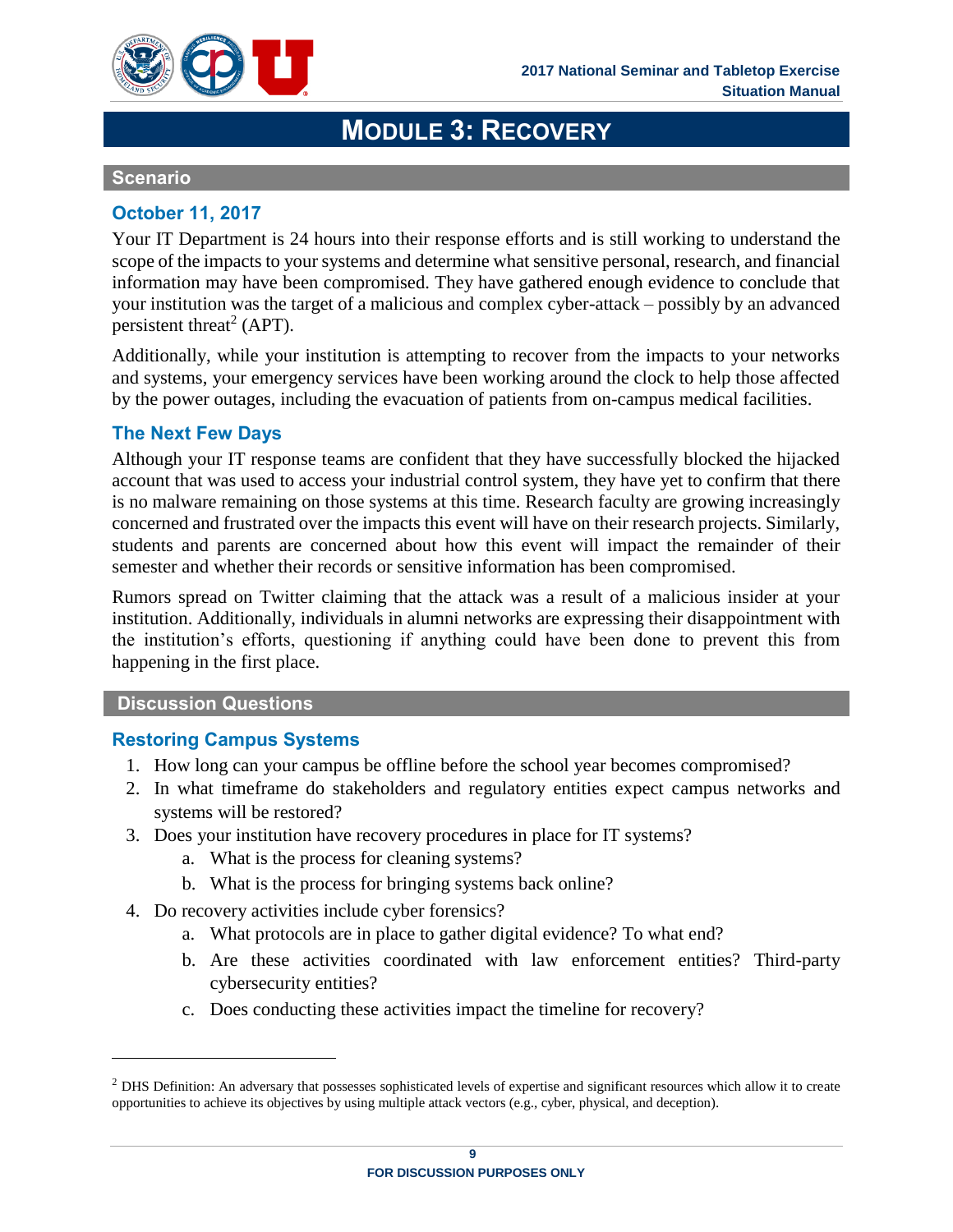# MODULE 3: RECOVERY

## Scenario

### October 11, 2017

Your IT Department is 24 hours into their response efforts and is still working to understand the scope of the impacts to your systems and determine what sensitive personal, research, and financial information may have been compromised. They have gathered enough evidence to conclude that your institution was the target of a malicious and complex cyber-attack – possibly by an advanced persistent threat[2] (APT).

Additionally, while your institution is attempting to recover from the impacts to your networks and systems, your emergency services have been working around the clock to help those affected by the power outages, including the evacuation of patients from on-campus medical facilities.

### The Next Few Days

Although your IT response teams are confident that they have successfully blocked the hijacked account that was used to access your industrial control system, they have yet to confirm that there is no malware remaining on those systems at this time. Research faculty are growing increasingly concerned and frustrated over the impacts this event will have on their research projects. Similarly, students and parents are concerned about how this event will impact the remainder of their semester and whether their records or sensitive information has been compromised.

Rumors spread on Twitter claiming that the attack was a result of a malicious insider at your institution. Additionally, individuals in alumni networks are expressing their disappointment with the institution's efforts, questioning if anything could have been done to prevent this from happening in the first place.

## Discussion Questions

### Restoring Campus Systems

1. How long can your campus be offline before the school year becomes compromised?
2. In what timeframe do stakeholders and regulatory entities expect campus networks and systems will be restored?
3. Does your institution have recovery procedures in place for IT systems?
    a. What is the process for cleaning systems?
    b. What is the process for bringing systems back online?
4. Do recovery activities include cyber forensics?
    a. What protocols are in place to gather digital evidence? To what end?
    b. Are these activities coordinated with law enforcement entities? Third-party cybersecurity entities?
    c. Does conducting these activities impact the timeline for recovery?

---

[2] DHS Definition: An adversary that possesses sophisticated levels of expertise and significant resources which allow it to create opportunities to achieve its objectives by using multiple attack vectors (e.g., cyber, physical, and deception).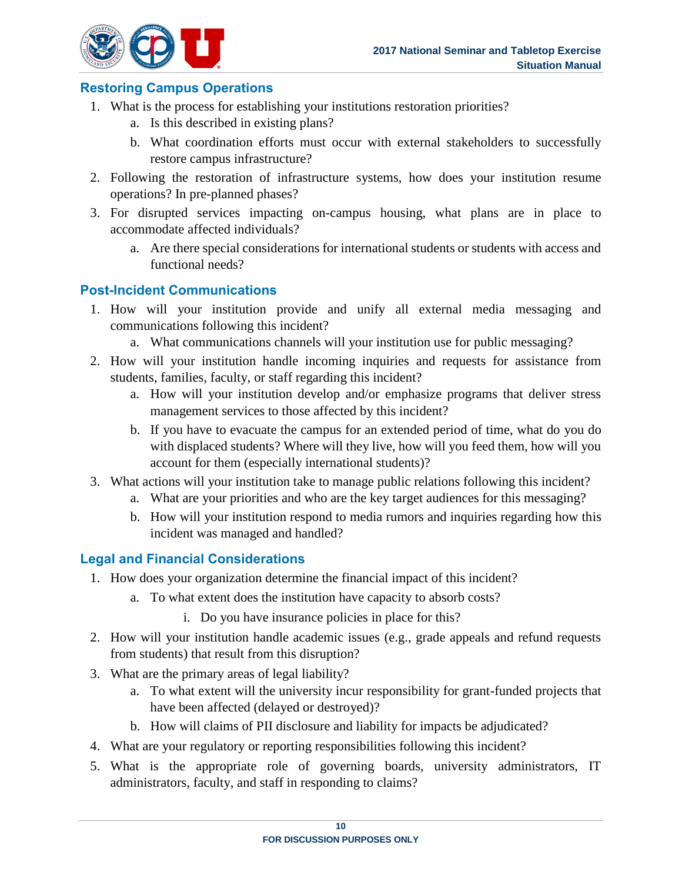## Restoring Campus Operations

1. What is the process for establishing your institutions restoration priorities?
    a. Is this described in existing plans?
    b. What coordination efforts must occur with external stakeholders to successfully restore campus infrastructure?
2. Following the restoration of infrastructure systems, how does your institution resume operations? In pre-planned phases?
3. For disrupted services impacting on-campus housing, what plans are in place to accommodate affected individuals?
    a. Are there special considerations for international students or students with access and functional needs?

## Post-Incident Communications

1. How will your institution provide and unify all external media messaging and communications following this incident?
    a. What communications channels will your institution use for public messaging?
2. How will your institution handle incoming inquiries and requests for assistance from students, families, faculty, or staff regarding this incident?
    a. How will your institution develop and/or emphasize programs that deliver stress management services to those affected by this incident?
    b. If you have to evacuate the campus for an extended period of time, what do you do with displaced students? Where will they live, how will you feed them, how will you account for them (especially international students)?
3. What actions will your institution take to manage public relations following this incident?
    a. What are your priorities and who are the key target audiences for this messaging?
    b. How will your institution respond to media rumors and inquiries regarding how this incident was managed and handled?

## Legal and Financial Considerations

1. How does your organization determine the financial impact of this incident?
    a. To what extent does the institution have capacity to absorb costs?
        i. Do you have insurance policies in place for this?
2. How will your institution handle academic issues (e.g., grade appeals and refund requests from students) that result from this disruption?
3. What are the primary areas of legal liability?
    a. To what extent will the university incur responsibility for grant-funded projects that have been affected (delayed or destroyed)?
    b. How will claims of PII disclosure and liability for impacts be adjudicated?
4. What are your regulatory or reporting responsibilities following this incident?
5. What is the appropriate role of governing boards, university administrators, IT administrators, faculty, and staff in responding to claims?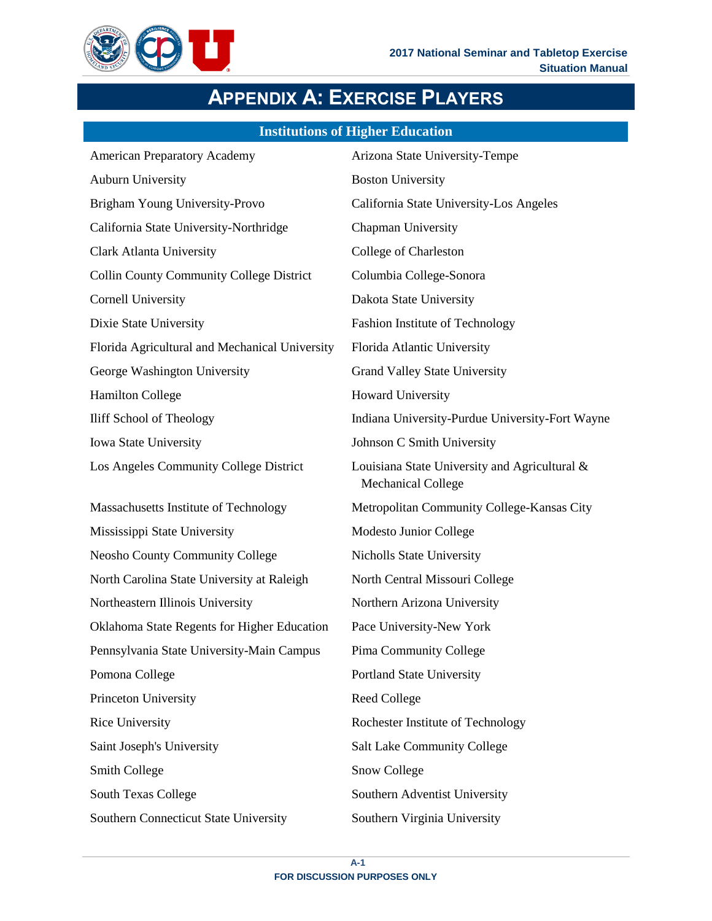# APPENDIX A: EXERCISE PLAYERS

## Institutions of Higher Education

American Preparatory Academy

Arizona State University-Tempe

Auburn University

Boston University

Brigham Young University-Provo

California State University-Los Angeles

California State University-Northridge

Chapman University

Clark Atlanta University

College of Charleston

Collin County Community College District

Columbia College-Sonora

Cornell University

Dakota State University

Dixie State University

Fashion Institute of Technology

Florida Agricultural and Mechanical University

Florida Atlantic University

George Washington University

Grand Valley State University

Hamilton College

Howard University

Iliff School of Theology

Indiana University-Purdue University-Fort Wayne

Iowa State University

Johnson C Smith University

Los Angeles Community College District

Louisiana State University and Agricultural & Mechanical College

Massachusetts Institute of Technology

Metropolitan Community College-Kansas City

Mississippi State University

Modesto Junior College

Neosho County Community College

Nicholls State University

North Carolina State University at Raleigh

North Central Missouri College

Northeastern Illinois University

Northern Arizona University

Oklahoma State Regents for Higher Education

Pace University-New York

Pennsylvania State University-Main Campus

Pima Community College

Pomona College

Portland State University

Princeton University

Reed College

Rice University

Rochester Institute of Technology

Saint Joseph's University

Salt Lake Community College

Smith College

Snow College

South Texas College

Southern Adventist University

Southern Connecticut State University

Southern Virginia University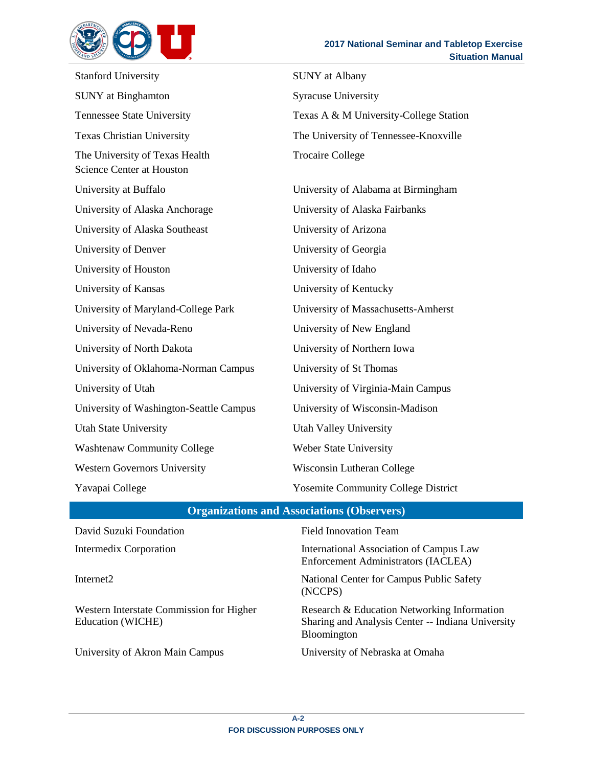Stanford University

SUNY at Albany

SUNY at Binghamton

Syracuse University

Tennessee State University

Texas A & M University-College Station

Texas Christian University

The University of Tennessee-Knoxville

The University of Texas Health Science Center at Houston

Trocaire College

University at Buffalo

University of Alabama at Birmingham

University of Alaska Anchorage

University of Alaska Fairbanks

University of Alaska Southeast

University of Arizona

University of Denver

University of Georgia

University of Houston

University of Idaho

University of Kansas

University of Kentucky

University of Maryland-College Park

University of Massachusetts-Amherst

University of Nevada-Reno

University of New England

University of North Dakota

University of Northern Iowa

University of Oklahoma-Norman Campus

University of St Thomas

University of Utah

University of Virginia-Main Campus

University of Washington-Seattle Campus

University of Wisconsin-Madison

Utah State University

Utah Valley University

Washtenaw Community College

Weber State University

Western Governors University

Wisconsin Lutheran College

Yavapai College

Yosemite Community College District

## Organizations and Associations (Observers)

David Suzuki Foundation

Field Innovation Team

Intermedix Corporation

International Association of Campus Law Enforcement Administrators (IACLEA)

Internet2

National Center for Campus Public Safety (NCCPS)

Western Interstate Commission for Higher Education (WICHE)

Research & Education Networking Information Sharing and Analysis Center -- Indiana University Bloomington

University of Akron Main Campus

University of Nebraska at Omaha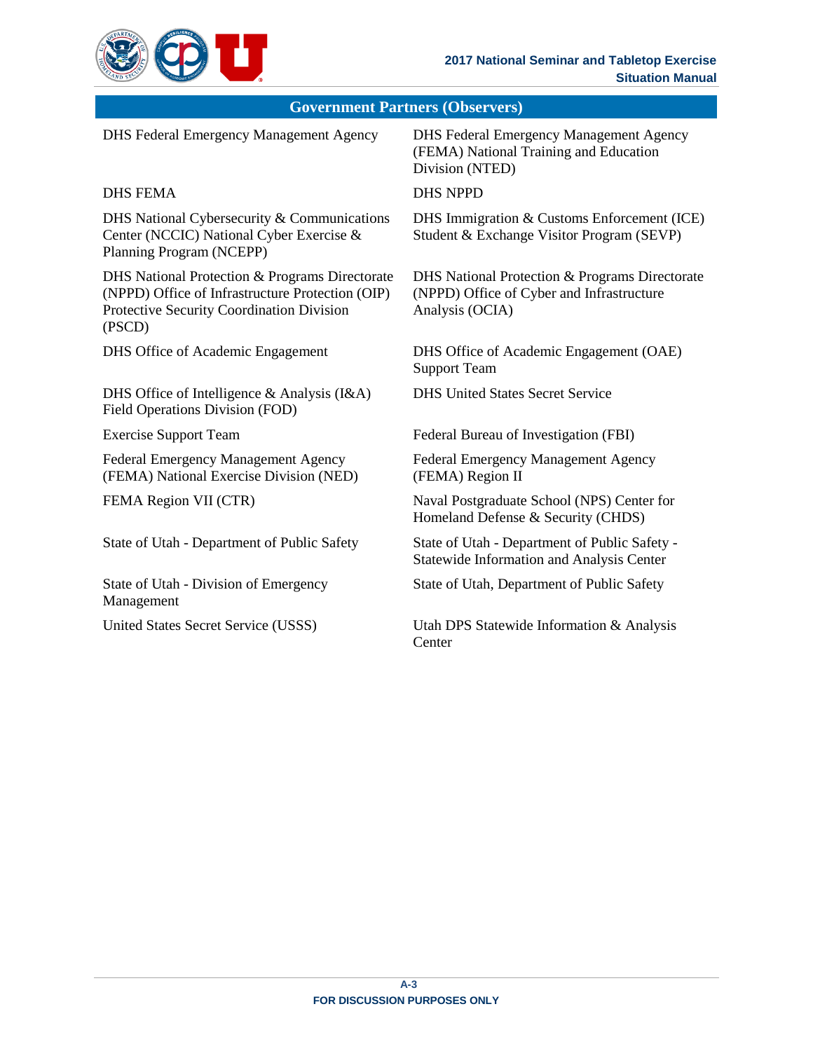## Government Partners (Observers)

| | |
|---|---|
| DHS Federal Emergency Management Agency | DHS Federal Emergency Management Agency (FEMA) National Training and Education Division (NTED) |
| DHS FEMA | DHS NPPD |
| DHS National Cybersecurity & Communications Center (NCCIC) National Cyber Exercise & Planning Program (NCEPP) | DHS Immigration & Customs Enforcement (ICE) Student & Exchange Visitor Program (SEVP) |
| DHS National Protection & Programs Directorate (NPPD) Office of Infrastructure Protection (OIP) Protective Security Coordination Division (PSCD) | DHS National Protection & Programs Directorate (NPPD) Office of Cyber and Infrastructure Analysis (OCIA) |
| DHS Office of Academic Engagement | DHS Office of Academic Engagement (OAE) Support Team |
| DHS Office of Intelligence & Analysis (I&A) Field Operations Division (FOD) | DHS United States Secret Service |
| Exercise Support Team | Federal Bureau of Investigation (FBI) |
| Federal Emergency Management Agency (FEMA) National Exercise Division (NED) | Federal Emergency Management Agency (FEMA) Region II |
| FEMA Region VII (CTR) | Naval Postgraduate School (NPS) Center for Homeland Defense & Security (CHDS) |
| State of Utah - Department of Public Safety | State of Utah - Department of Public Safety - Statewide Information and Analysis Center |
| State of Utah - Division of Emergency Management | State of Utah, Department of Public Safety |
| United States Secret Service (USSS) | Utah DPS Statewide Information & Analysis Center |

FOR DISCUSSION PURPOSES ONLY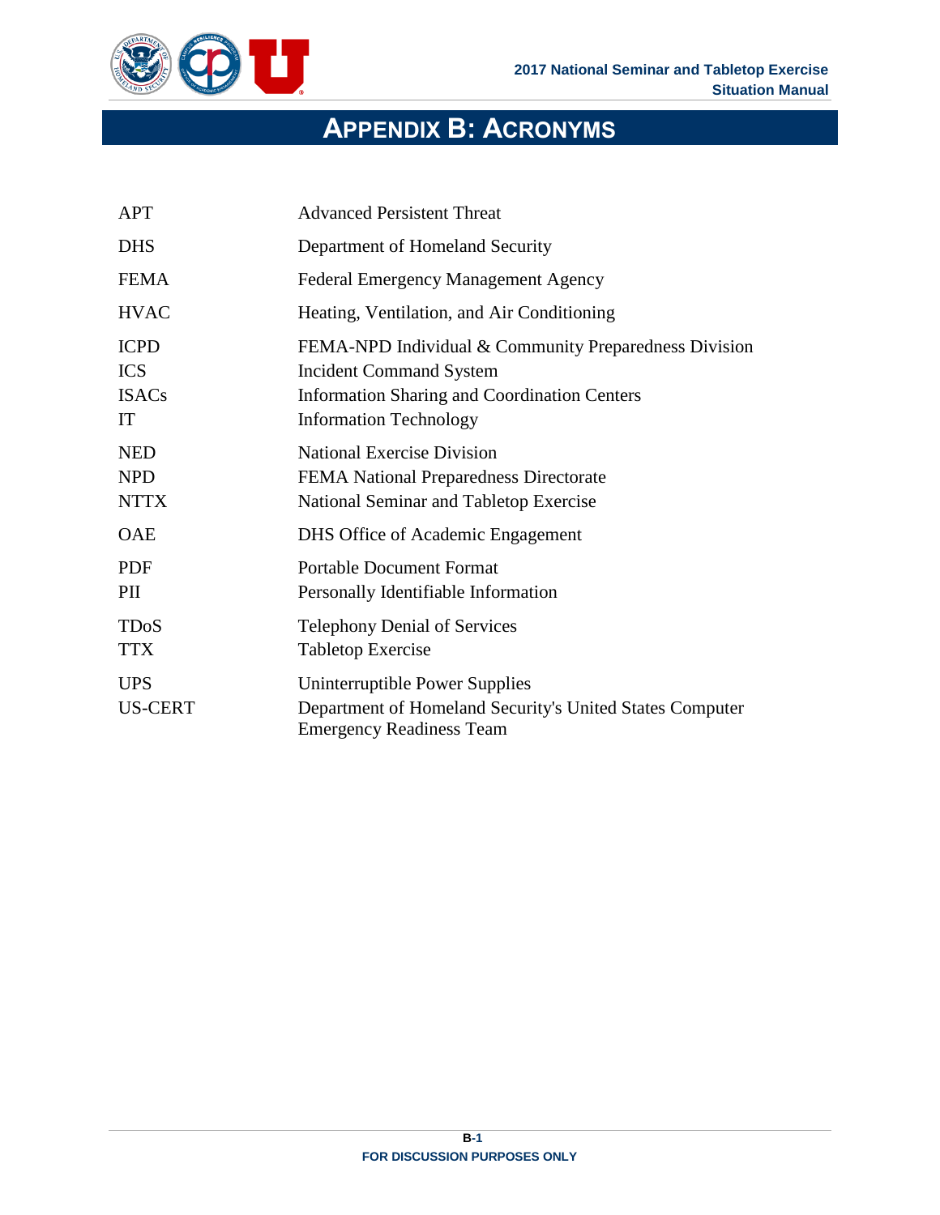# APPENDIX B: ACRONYMS

| | |
|---|---|
| APT | Advanced Persistent Threat |
| DHS | Department of Homeland Security |
| FEMA | Federal Emergency Management Agency |
| HVAC | Heating, Ventilation, and Air Conditioning |
| ICPD | FEMA-NPD Individual & Community Preparedness Division |
| ICS | Incident Command System |
| ISACs | Information Sharing and Coordination Centers |
| IT | Information Technology |
| NED | National Exercise Division |
| NPD | FEMA National Preparedness Directorate |
| NTTX | National Seminar and Tabletop Exercise |
| OAE | DHS Office of Academic Engagement |
| PDF | Portable Document Format |
| PII | Personally Identifiable Information |
| TDoS | Telephony Denial of Services |
| TTX | Tabletop Exercise |
| UPS | Uninterruptible Power Supplies |
| US-CERT | Department of Homeland Security's United States Computer Emergency Readiness Team |

FOR DISCUSSION PURPOSES ONLY